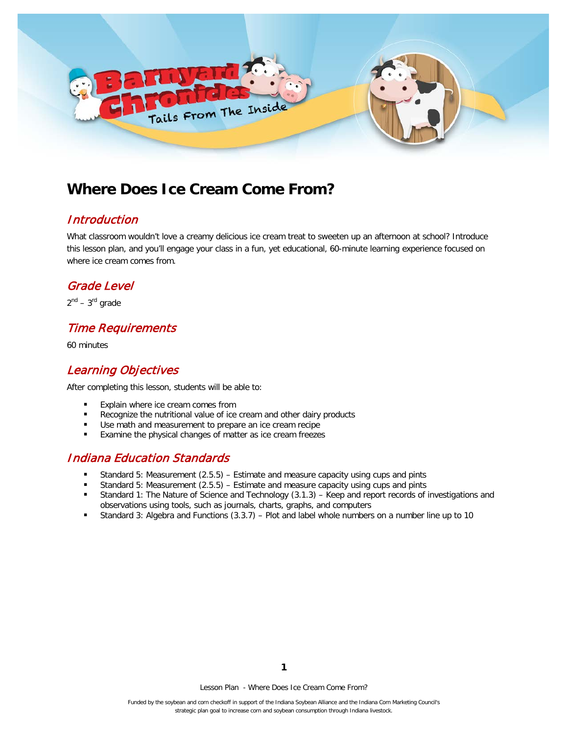# Where Does Ice Cream Come From?

## Introduction

What classroom wouldn't love a creamy delicious ice cream treat to sweeten up an afternoon at school? Introduce this lesson plan, and you'll engage your class in a fun, yet educational, 60-minute learning experience focused on where ice cream comes from.

## Grade Level

2nd – 3rd grade

## Time Requirements

60 minutes

## Learning Objectives

After completing this lesson, students will be able to:

- Explain where ice cream comes from
- Recognize the nutritional value of ice cream and other dairy products
- Use math and measurement to prepare an ice cream recipe
- Examine the physical changes of matter as ice cream freezes

## Indiana Education Standards

- Standard 5: Measurement (2.5.5) – Estimate and measure capacity using cups and pints
- Standard 5: Measurement (2.5.5) – Estimate and measure capacity using cups and pints
- Standard 1: The Nature of Science and Technology (3.1.3) – Keep and report records of investigations and observations using tools, such as journals, charts, graphs, and computers
- Standard 3: Algebra and Functions (3.3.7) – Plot and label whole numbers on a number line up to 10

Funded by the soybean and corn checkoff in support of the Indiana Soybean Alliance and the Indiana Corn Marketing Council's strategic plan goal to increase corn and soybean consumption through Indiana livestock.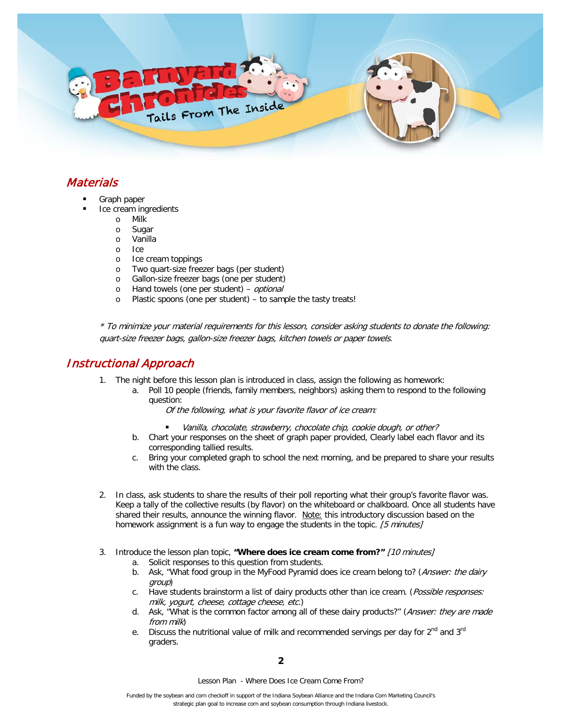## *Materials*

- Graph paper
- Ice cream ingredients
  - Milk
  - Sugar
  - Vanilla
  - Ice
  - Ice cream toppings
  - Two quart-size freezer bags (per student)
  - Gallon-size freezer bags (one per student)
  - Hand towels (one per student) – *optional*
  - Plastic spoons (one per student) – to sample the tasty treats!

*\* To minimize your material requirements for this lesson, consider asking students to donate the following: quart-size freezer bags, gallon-size freezer bags, kitchen towels or paper towels.*

## *Instructional Approach*

1. The night before this lesson plan is introduced in class, assign the following as homework:
   a. Poll 10 people (friends, family members, neighbors) asking them to respond to the following question:

      *Of the following, what is your favorite flavor of ice cream:*

      - *Vanilla, chocolate, strawberry, chocolate chip, cookie dough, or other?*

   b. Chart your responses on the sheet of graph paper provided, Clearly label each flavor and its corresponding tallied results.
   c. Bring your completed graph to school the next morning, and be prepared to share your results with the class.

2. In class, ask students to share the results of their poll reporting what their group's favorite flavor was. Keep a tally of the collective results (by flavor) on the whiteboard or chalkboard. Once all students have shared their results, announce the winning flavor. Note: this introductory discussion based on the homework assignment is a fun way to engage the students in the topic. *[5 minutes]*

3. Introduce the lesson plan topic, **"Where does ice cream come from?"** *[10 minutes]*
   a. Solicit responses to this question from students.
   b. Ask, "What food group in the MyFood Pyramid does ice cream belong to? (*Answer: the dairy group*)
   c. Have students brainstorm a list of dairy products other than ice cream. (*Possible responses: milk, yogurt, cheese, cottage cheese, etc.*)
   d. Ask, "What is the common factor among all of these dairy products?" (*Answer: they are made from milk*)
   e. Discuss the nutritional value of milk and recommended servings per day for 2nd and 3rd graders.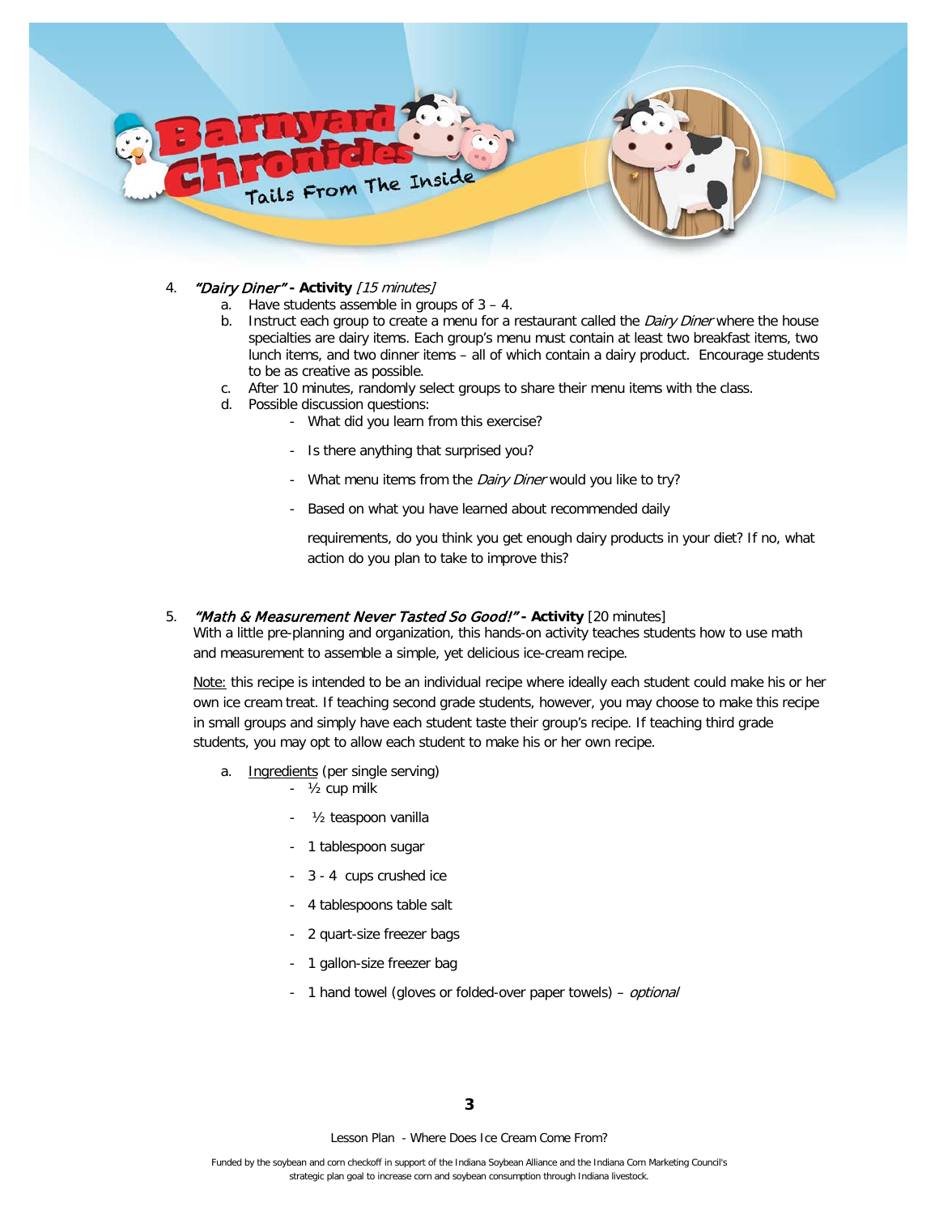4. ***"Dairy Diner"* - Activity** *[15 minutes]*
    a. Have students assemble in groups of 3 – 4.
    b. Instruct each group to create a menu for a restaurant called the *Dairy Diner* where the house specialties are dairy items. Each group's menu must contain at least two breakfast items, two lunch items, and two dinner items – all of which contain a dairy product. Encourage students to be as creative as possible.
    c. After 10 minutes, randomly select groups to share their menu items with the class.
    d. Possible discussion questions:
        - What did you learn from this exercise?
        - Is there anything that surprised you?
        - What menu items from the *Dairy Diner* would you like to try?
        - Based on what you have learned about recommended daily requirements, do you think you get enough dairy products in your diet? If no, what action do you plan to take to improve this?

5. ***"Math & Measurement Never Tasted So Good!"* - Activity** [20 minutes]
   With a little pre-planning and organization, this hands-on activity teaches students how to use math and measurement to assemble a simple, yet delicious ice-cream recipe.

   Note: this recipe is intended to be an individual recipe where ideally each student could make his or her own ice cream treat. If teaching second grade students, however, you may choose to make this recipe in small groups and simply have each student taste their group's recipe. If teaching third grade students, you may opt to allow each student to make his or her own recipe.

    a. Ingredients (per single serving)
        - ½ cup milk
        - ½ teaspoon vanilla
        - 1 tablespoon sugar
        - 3 - 4 cups crushed ice
        - 4 tablespoons table salt
        - 2 quart-size freezer bags
        - 1 gallon-size freezer bag
        - 1 hand towel (gloves or folded-over paper towels) – *optional*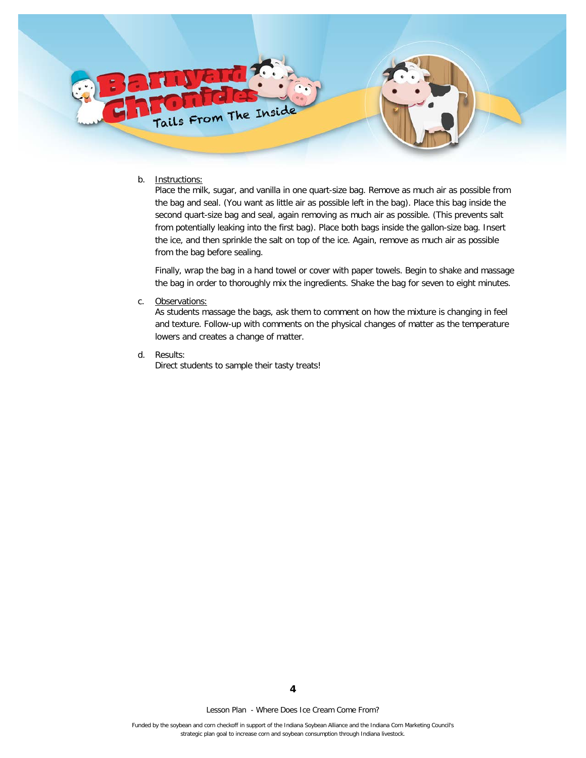b. Instructions:
   Place the milk, sugar, and vanilla in one quart-size bag. Remove as much air as possible from the bag and seal. (You want as little air as possible left in the bag). Place this bag inside the second quart-size bag and seal, again removing as much air as possible. (This prevents salt from potentially leaking into the first bag). Place both bags inside the gallon-size bag. Insert the ice, and then sprinkle the salt on top of the ice. Again, remove as much air as possible from the bag before sealing.

   Finally, wrap the bag in a hand towel or cover with paper towels. Begin to shake and massage the bag in order to thoroughly mix the ingredients. Shake the bag for seven to eight minutes.

c. Observations:
   As students massage the bags, ask them to comment on how the mixture is changing in feel and texture. Follow-up with comments on the physical changes of matter as the temperature lowers and creates a change of matter.

d. Results:
   Direct students to sample their tasty treats!

Funded by the soybean and corn checkoff in support of the Indiana Soybean Alliance and the Indiana Corn Marketing Council's strategic plan goal to increase corn and soybean consumption through Indiana livestock.